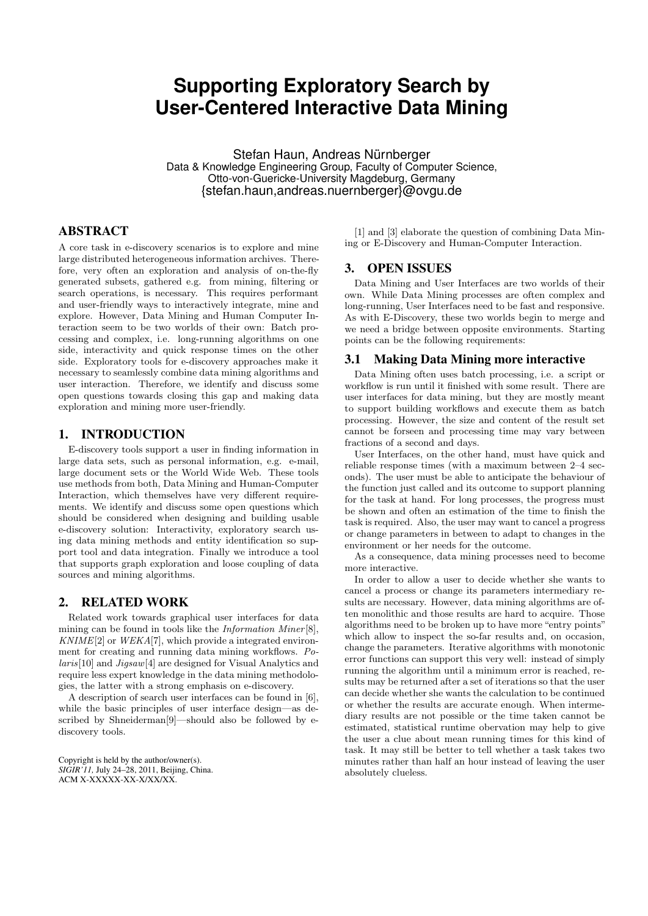# Supporting Exploratory Search by User-Centered Interactive Data Mining

Stefan Haun, Andreas Nürnberger
Data & Knowledge Engineering Group, Faculty of Computer Science,
Otto-von-Guericke-University Magdeburg, Germany
{stefan.haun,andreas.nuernberger}@ovgu.de

## ABSTRACT

A core task in e-discovery scenarios is to explore and mine large distributed heterogeneous information archives. Therefore, very often an exploration and analysis of on-the-fly generated subsets, gathered e.g. from mining, filtering or search operations, is necessary. This requires performant and user-friendly ways to interactively integrate, mine and explore. However, Data Mining and Human Computer Interaction seem to be two worlds of their own: Batch processing and complex, i.e. long-running algorithms on one side, interactivity and quick response times on the other side. Exploratory tools for e-discovery approaches make it necessary to seamlessly combine data mining algorithms and user interaction. Therefore, we identify and discuss some open questions towards closing this gap and making data exploration and mining more user-friendly.

## 1. INTRODUCTION

E-discovery tools support a user in finding information in large data sets, such as personal information, e.g. e-mail, large document sets or the World Wide Web. These tools use methods from both, Data Mining and Human-Computer Interaction, which themselves have very different requirements. We identify and discuss some open questions which should be considered when designing and building usable e-discovery solution: Interactivity, exploratory search using data mining methods and entity identification so support tool and data integration. Finally we introduce a tool that supports graph exploration and loose coupling of data sources and mining algorithms.

## 2. RELATED WORK

Related work towards graphical user interfaces for data mining can be found in tools like the *Information Miner*[8], *KNIME*[2] or *WEKA*[7], which provide a integrated environment for creating and running data mining workflows. *Polaris*[10] and *Jigsaw*[4] are designed for Visual Analytics and require less expert knowledge in the data mining methodologies, the latter with a strong emphasis on e-discovery.

A description of search user interfaces can be found in [6], while the basic principles of user interface design—as described by Shneiderman[9]—should also be followed by e-discovery tools.

Copyright is held by the author/owner(s).
*SIGIR'11,* July 24–28, 2011, Beijing, China.
ACM X-XXXXX-XX-X/XX/XX.

[1] and [3] elaborate the question of combining Data Mining or E-Discovery and Human-Computer Interaction.

## 3. OPEN ISSUES

Data Mining and User Interfaces are two worlds of their own. While Data Mining processes are often complex and long-running, User Interfaces need to be fast and responsive. As with E-Discovery, these two worlds begin to merge and we need a bridge between opposite environments. Starting points can be the following requirements:

### 3.1 Making Data Mining more interactive

Data Mining often uses batch processing, i.e. a script or workflow is run until it finished with some result. There are user interfaces for data mining, but they are mostly meant to support building workflows and execute them as batch processing. However, the size and content of the result set cannot be forseen and processing time may vary between fractions of a second and days.

User Interfaces, on the other hand, must have quick and reliable response times (with a maximum between 2–4 seconds). The user must be able to anticipate the behaviour of the function just called and its outcome to support planning for the task at hand. For long processes, the progress must be shown and often an estimation of the time to finish the task is required. Also, the user may want to cancel a progress or change parameters in between to adapt to changes in the environment or her needs for the outcome.

As a consequence, data mining processes need to become more interactive.

In order to allow a user to decide whether she wants to cancel a process or change its parameters intermediary results are necessary. However, data mining algorithms are often monolithic and those results are hard to acquire. Those algorithms need to be broken up to have more "entry points" which allow to inspect the so-far results and, on occasion, change the parameters. Iterative algorithms with monotonic error functions can support this very well: instead of simply running the algorithm until a minimum error is reached, results may be returned after a set of iterations so that the user can decide whether she wants the calculation to be continued or whether the results are accurate enough. When intermediary results are not possible or the time taken cannot be estimated, statistical runtime obervation may help to give the user a clue about mean running times for this kind of task. It may still be better to tell whether a task takes two minutes rather than half an hour instead of leaving the user absolutely clueless.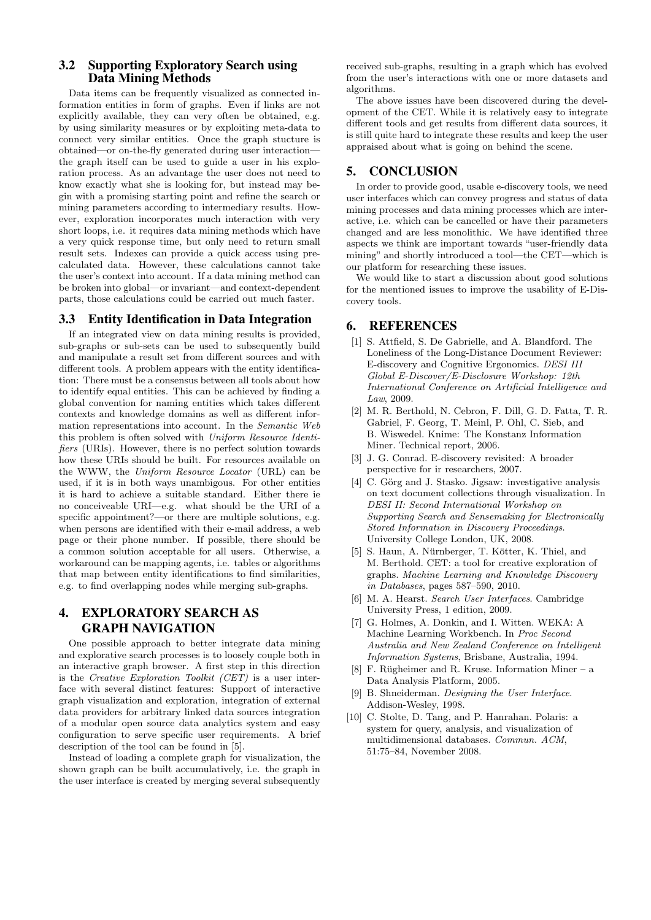### 3.2 Supporting Exploratory Search using Data Mining Methods

Data items can be frequently visualized as connected information entities in form of graphs. Even if links are not explicitly available, they can very often be obtained, e.g. by using similarity measures or by exploiting meta-data to connect very similar entities. Once the graph stucture is obtained—or on-the-fly generated during user interaction—the graph itself can be used to guide a user in his exploration process. As an advantage the user does not need to know exactly what she is looking for, but instead may begin with a promising starting point and refine the search or mining parameters according to intermediary results. However, exploration incorporates much interaction with very short loops, i.e. it requires data mining methods which have a very quick response time, but only need to return small result sets. Indexes can provide a quick access using precalculated data. However, these calculations cannot take the user's context into account. If a data mining method can be broken into global—or invariant—and context-dependent parts, those calculations could be carried out much faster.

### 3.3 Entity Identification in Data Integration

If an integrated view on data mining results is provided, sub-graphs or sub-sets can be used to subsequently build and manipulate a result set from different sources and with different tools. A problem appears with the entity identification: There must be a consensus between all tools about how to identify equal entities. This can be achieved by finding a global convention for naming entities which takes different contexts and knowledge domains as well as different information representations into account. In the *Semantic Web* this problem is often solved with *Uniform Resource Identifiers* (URIs). However, there is no perfect solution towards how these URIs should be built. For resources available on the WWW, the *Uniform Resource Locator* (URL) can be used, if it is in both ways unambigous. For other entities it is hard to achieve a suitable standard. Either there ie no conceiveable URI—e.g. what should be the URI of a specific appointment?—or there are multiple solutions, e.g. when persons are identified with their e-mail address, a web page or their phone number. If possible, there should be a common solution acceptable for all users. Otherwise, a workaround can be mapping agents, i.e. tables or algorithms that map between entity identifications to find similarities, e.g. to find overlapping nodes while merging sub-graphs.

## 4. EXPLORATORY SEARCH AS GRAPH NAVIGATION

One possible approach to better integrate data mining and explorative search processes is to loosely couple both in an interactive graph browser. A first step in this direction is the *Creative Exploration Toolkit (CET)* is a user interface with several distinct features: Support of interactive graph visualization and exploration, integration of external data providers for arbitrary linked data sources integration of a modular open source data analytics system and easy configuration to serve specific user requirements. A brief description of the tool can be found in [5].

Instead of loading a complete graph for visualization, the shown graph can be built accumulatively, i.e. the graph in the user interface is created by merging several subsequently received sub-graphs, resulting in a graph which has evolved from the user's interactions with one or more datasets and algorithms.

The above issues have been discovered during the development of the CET. While it is relatively easy to integrate different tools and get results from different data sources, it is still quite hard to integrate these results and keep the user appraised about what is going on behind the scene.

## 5. CONCLUSION

In order to provide good, usable e-discovery tools, we need user interfaces which can convey progress and status of data mining processes and data mining processes which are interactive, i.e. which can be cancelled or have their parameters changed and are less monolithic. We have identified three aspects we think are important towards "user-friendly data mining" and shortly introduced a tool—the CET—which is our platform for researching these issues.

We would like to start a discussion about good solutions for the mentioned issues to improve the usability of E-Discovery tools.

## 6. REFERENCES

[1] S. Attfield, S. De Gabrielle, and A. Blandford. The Loneliness of the Long-Distance Document Reviewer: E-discovery and Cognitive Ergonomics. *DESI III Global E-Discover/E-Disclosure Workshop: 12th International Conference on Artificial Intelligence and Law*, 2009.

[2] M. R. Berthold, N. Cebron, F. Dill, G. D. Fatta, T. R. Gabriel, F. Georg, T. Meinl, P. Ohl, C. Sieb, and B. Wiswedel. Knime: The Konstanz Information Miner. Technical report, 2006.

[3] J. G. Conrad. E-discovery revisited: A broader perspective for ir researchers, 2007.

[4] C. Görg and J. Stasko. Jigsaw: investigative analysis on text document collections through visualization. In *DESI II: Second International Workshop on Supporting Search and Sensemaking for Electronically Stored Information in Discovery Proceedings*. University College London, UK, 2008.

[5] S. Haun, A. Nürnberger, T. Kötter, K. Thiel, and M. Berthold. CET: a tool for creative exploration of graphs. *Machine Learning and Knowledge Discovery in Databases*, pages 587–590, 2010.

[6] M. A. Hearst. *Search User Interfaces*. Cambridge University Press, 1 edition, 2009.

[7] G. Holmes, A. Donkin, and I. Witten. WEKA: A Machine Learning Workbench. In *Proc Second Australia and New Zealand Conference on Intelligent Information Systems*, Brisbane, Australia, 1994.

[8] F. Rügheimer and R. Kruse. Information Miner – a Data Analysis Platform, 2005.

[9] B. Shneiderman. *Designing the User Interface*. Addison-Wesley, 1998.

[10] C. Stolte, D. Tang, and P. Hanrahan. Polaris: a system for query, analysis, and visualization of multidimensional databases. *Commun. ACM*, 51:75–84, November 2008.